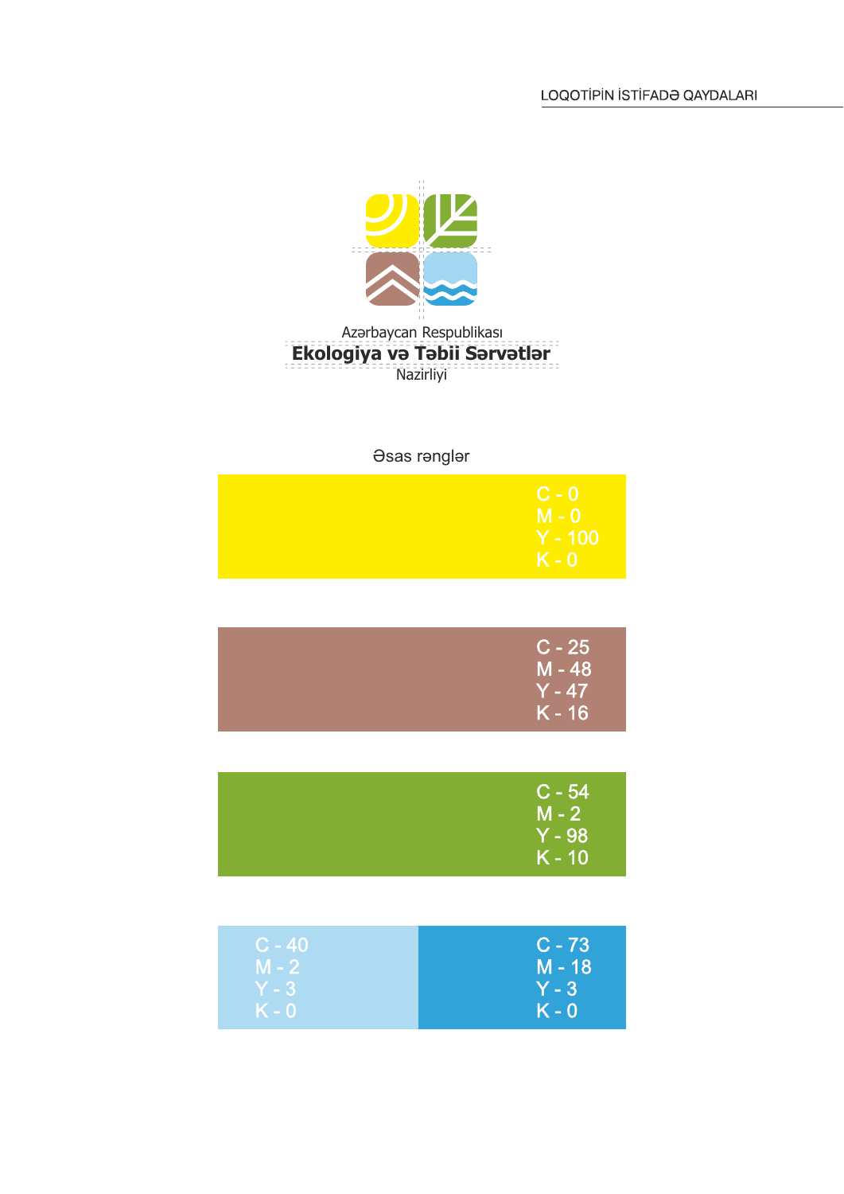Azərbaycan Respublikası
**Ekologiya və Təbii Sərvətlər**
Nazirliyi

## Əsas rənglər

C - 0
M - 0
Y - 100
K - 0

C - 25
M - 48
Y - 47
K - 16

C - 54
M - 2
Y - 98
K - 10

C - 40
M - 2
Y - 3
K - 0

C - 73
M - 18
Y - 3
K - 0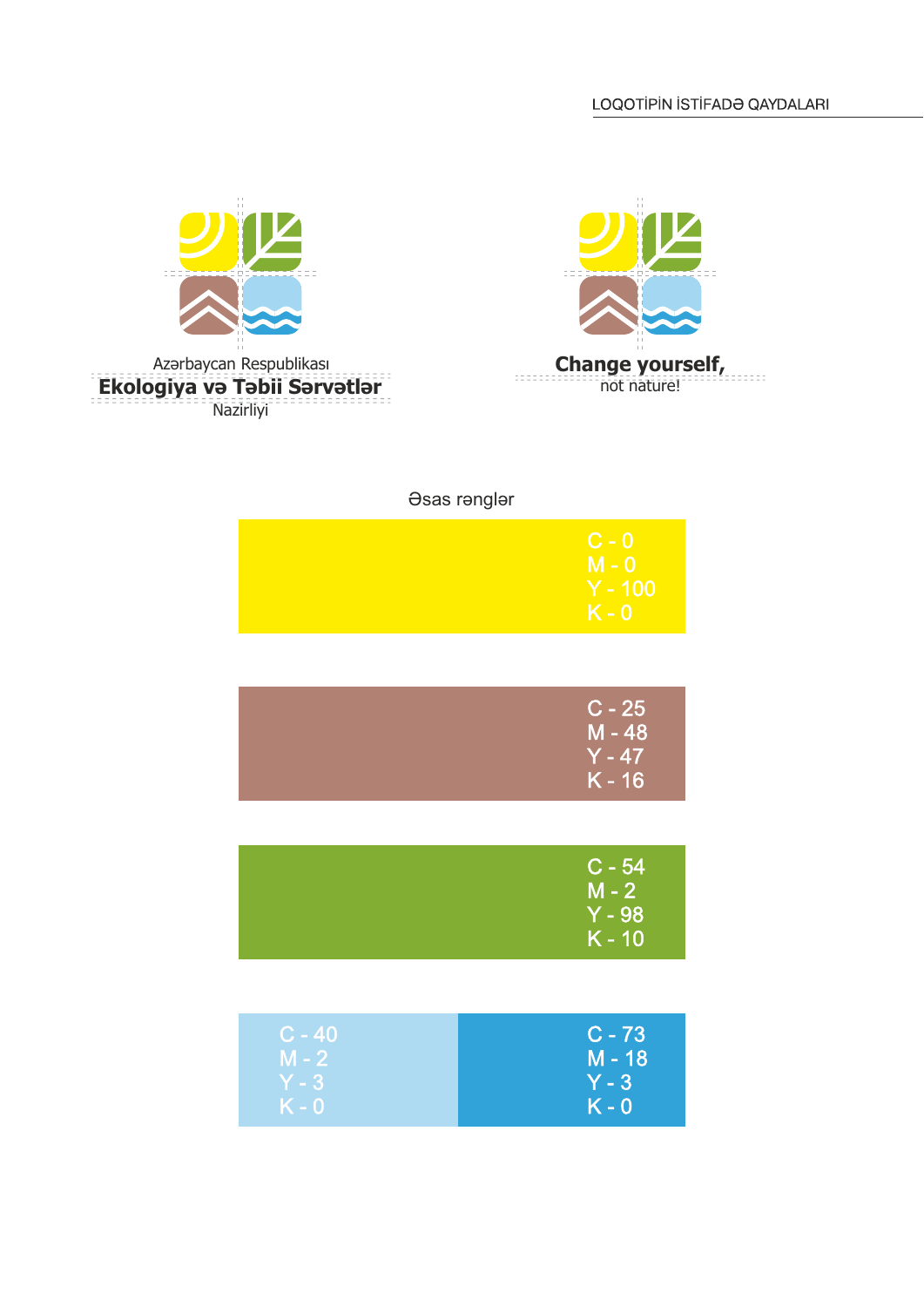LOQOTİPİN İSTİFADƏ QAYDALARI

Azərbaycan Respublikası
**Ekologiya və Təbii Sərvətlər**
Nazirliyi

**Change yourself,**
not nature!

Əsas rənglər

C - 0
M - 0
Y - 100
K - 0

C - 25
M - 48
Y - 47
K - 16

C - 54
M - 2
Y - 98
K - 10

C - 40
M - 2
Y - 3
K - 0

C - 73
M - 18
Y - 3
K - 0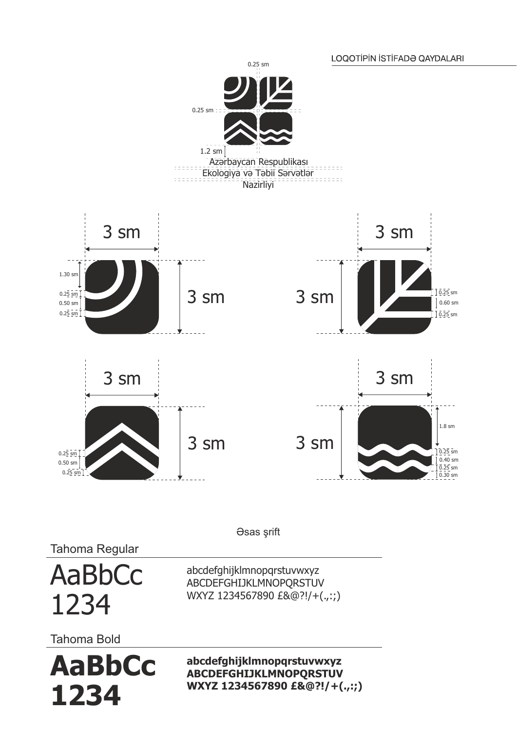LOQOTİPİN İSTİFADƏ QAYDALARI

0.25 sm

0.25 sm

1.2 sm

Azərbaycan Respublikası
Ekologiya və Təbii Sərvətlər
Nazirliyi

3 sm

1.30 sm
0.25 sm
0.50 sm
0.25 sm

3 sm

3 sm

3 sm

0.25 sm
0.60 sm
0.25 sm

3 sm

3 sm

0.25 sm
0.50 sm
0.25 sm

3 sm

3 sm

1.8 sm
0.25 sm
0.40 sm
0.25 sm
0.30 sm

3 sm

Əsas şrift

Tahoma Regular

AaBbCc
1234

abcdefghijklmnopqrstuvwxyz
ABCDEFGHIJKLMNOPQRSTUV
WXYZ 1234567890 £&@?!/+(.,:;)

Tahoma Bold

**AaBbCc**
**1234**

**abcdefghijklmnopqrstuvwxyz**
**ABCDEFGHIJKLMNOPQRSTUV**
**WXYZ 1234567890 £&@?!/+(.,:;)**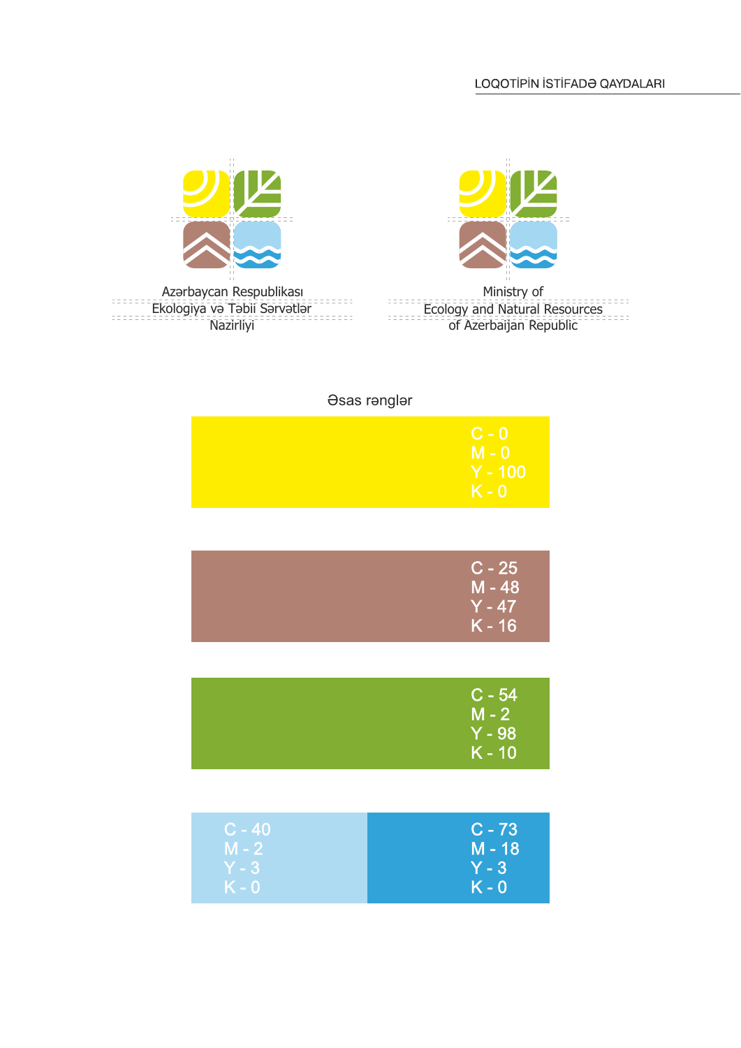LOQOTİPİN İSTİFADƏ QAYDALARI

Azərbaycan Respublikası
Ekologiya və Təbii Sərvətlər
Nazirliyi

Ministry of
Ecology and Natural Resources
of Azerbaijan Republic

## Əsas rənglər

C - 0
M - 0
Y - 100
K - 0

C - 25
M - 48
Y - 47
K - 16

C - 54
M - 2
Y - 98
K - 10

C - 40
M - 2
Y - 3
K - 0

C - 73
M - 18
Y - 3
K - 0